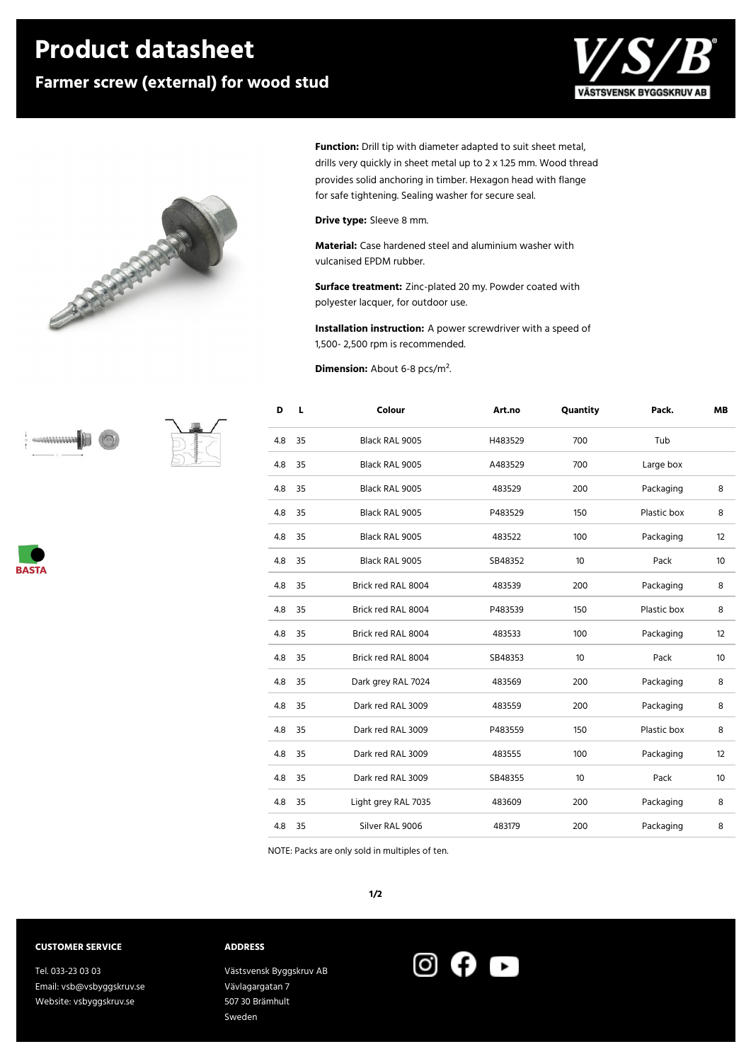# Product datasheet

## Farmer screw (external) for wood stud

**Function:** Drill tip with diameter adapted to suit sheet metal, drills very quickly in sheet metal up to 2 x 1.25 mm. Wood thread provides solid anchoring in timber. Hexagon head with flange for safe tightening. Sealing washer for secure seal.

**Drive type:** Sleeve 8 mm.

**Material:** Case hardened steel and aluminium washer with vulcanised EPDM rubber.

**Surface treatment:** Zinc-plated 20 my. Powder coated with polyester lacquer, for outdoor use.

**Installation instruction:** A power screwdriver with a speed of 1,500- 2,500 rpm is recommended.

**Dimension:** About 6-8 pcs/m².

| D | L | Colour | Art.no | Quantity | Pack. | MB |
|---|---|---|---|---|---|---|
| 4.8 | 35 | Black RAL 9005 | H483529 | 700 | Tub | |
| 4.8 | 35 | Black RAL 9005 | A483529 | 700 | Large box | |
| 4.8 | 35 | Black RAL 9005 | 483529 | 200 | Packaging | 8 |
| 4.8 | 35 | Black RAL 9005 | P483529 | 150 | Plastic box | 8 |
| 4.8 | 35 | Black RAL 9005 | 483522 | 100 | Packaging | 12 |
| 4.8 | 35 | Black RAL 9005 | SB48352 | 10 | Pack | 10 |
| 4.8 | 35 | Brick red RAL 8004 | 483539 | 200 | Packaging | 8 |
| 4.8 | 35 | Brick red RAL 8004 | P483539 | 150 | Plastic box | 8 |
| 4.8 | 35 | Brick red RAL 8004 | 483533 | 100 | Packaging | 12 |
| 4.8 | 35 | Brick red RAL 8004 | SB48353 | 10 | Pack | 10 |
| 4.8 | 35 | Dark grey RAL 7024 | 483569 | 200 | Packaging | 8 |
| 4.8 | 35 | Dark red RAL 3009 | 483559 | 200 | Packaging | 8 |
| 4.8 | 35 | Dark red RAL 3009 | P483559 | 150 | Plastic box | 8 |
| 4.8 | 35 | Dark red RAL 3009 | 483555 | 100 | Packaging | 12 |
| 4.8 | 35 | Dark red RAL 3009 | SB48355 | 10 | Pack | 10 |
| 4.8 | 35 | Light grey RAL 7035 | 483609 | 200 | Packaging | 8 |
| 4.8 | 35 | Silver RAL 9006 | 483179 | 200 | Packaging | 8 |

NOTE: Packs are only sold in multiples of ten.

**CUSTOMER SERVICE**

Tel. 033-23 03 03
Email: vsb@vsbyggskruv.se
Website: vsbyggskruv.se

**ADDRESS**

Västsvensk Byggskruv AB
Vävlagargatan 7
507 30 Brämhult
Sweden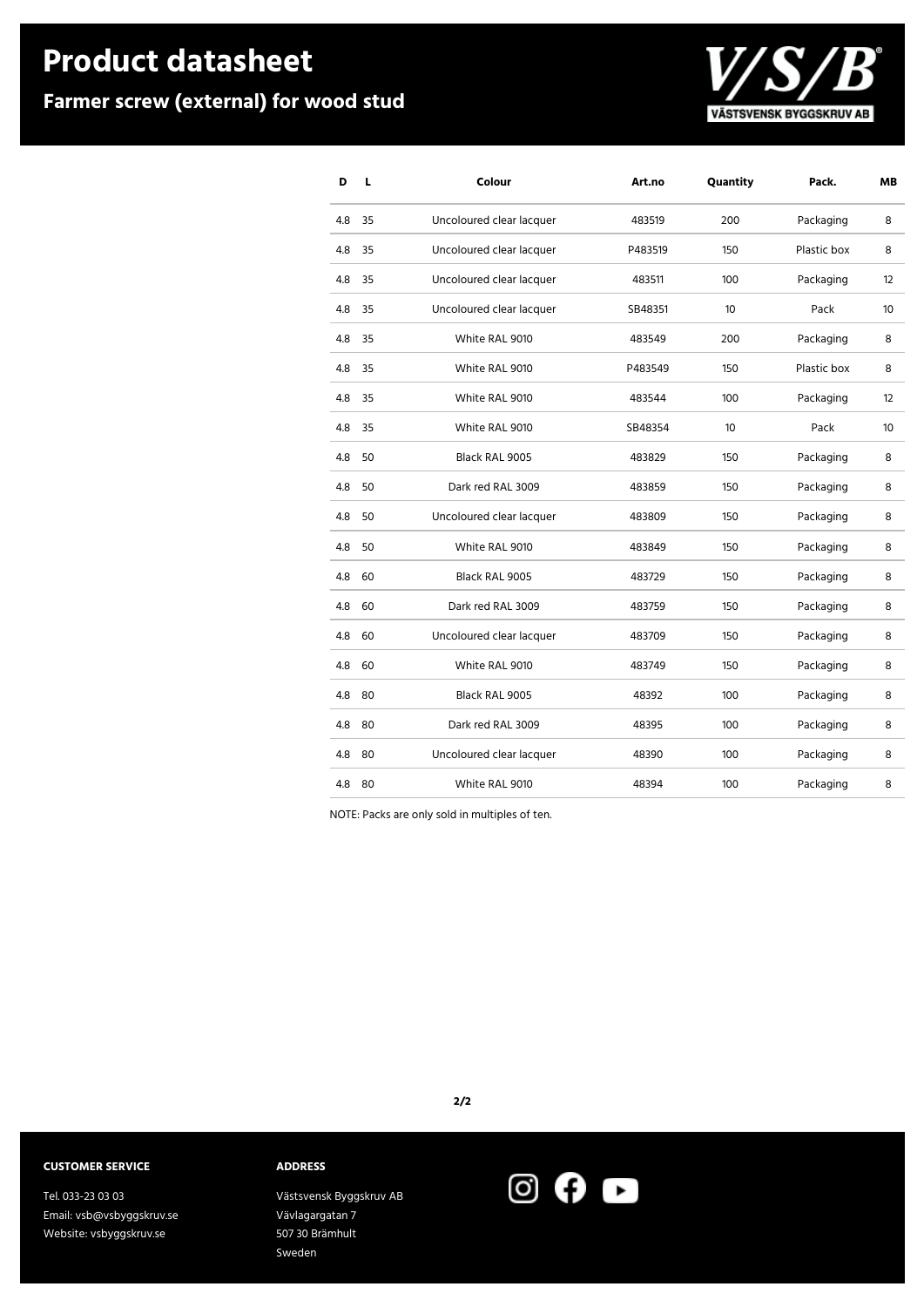# Product datasheet

## Farmer screw (external) for wood stud

| D | L | Colour | Art.no | Quantity | Pack. | MB |
|---|---|---|---|---|---|---|
| 4.8 | 35 | Uncoloured clear lacquer | 483519 | 200 | Packaging | 8 |
| 4.8 | 35 | Uncoloured clear lacquer | P483519 | 150 | Plastic box | 8 |
| 4.8 | 35 | Uncoloured clear lacquer | 483511 | 100 | Packaging | 12 |
| 4.8 | 35 | Uncoloured clear lacquer | SB48351 | 10 | Pack | 10 |
| 4.8 | 35 | White RAL 9010 | 483549 | 200 | Packaging | 8 |
| 4.8 | 35 | White RAL 9010 | P483549 | 150 | Plastic box | 8 |
| 4.8 | 35 | White RAL 9010 | 483544 | 100 | Packaging | 12 |
| 4.8 | 35 | White RAL 9010 | SB48354 | 10 | Pack | 10 |
| 4.8 | 50 | Black RAL 9005 | 483829 | 150 | Packaging | 8 |
| 4.8 | 50 | Dark red RAL 3009 | 483859 | 150 | Packaging | 8 |
| 4.8 | 50 | Uncoloured clear lacquer | 483809 | 150 | Packaging | 8 |
| 4.8 | 50 | White RAL 9010 | 483849 | 150 | Packaging | 8 |
| 4.8 | 60 | Black RAL 9005 | 483729 | 150 | Packaging | 8 |
| 4.8 | 60 | Dark red RAL 3009 | 483759 | 150 | Packaging | 8 |
| 4.8 | 60 | Uncoloured clear lacquer | 483709 | 150 | Packaging | 8 |
| 4.8 | 60 | White RAL 9010 | 483749 | 150 | Packaging | 8 |
| 4.8 | 80 | Black RAL 9005 | 48392 | 100 | Packaging | 8 |
| 4.8 | 80 | Dark red RAL 3009 | 48395 | 100 | Packaging | 8 |
| 4.8 | 80 | Uncoloured clear lacquer | 48390 | 100 | Packaging | 8 |
| 4.8 | 80 | White RAL 9010 | 48394 | 100 | Packaging | 8 |

NOTE: Packs are only sold in multiples of ten.

**CUSTOMER SERVICE**

Tel. 033-23 03 03
Email: vsb@vsbyggskruv.se
Website: vsbyggskruv.se

**ADDRESS**

Västsvensk Byggskruv AB
Vävlagargatan 7
507 30 Brämhult
Sweden